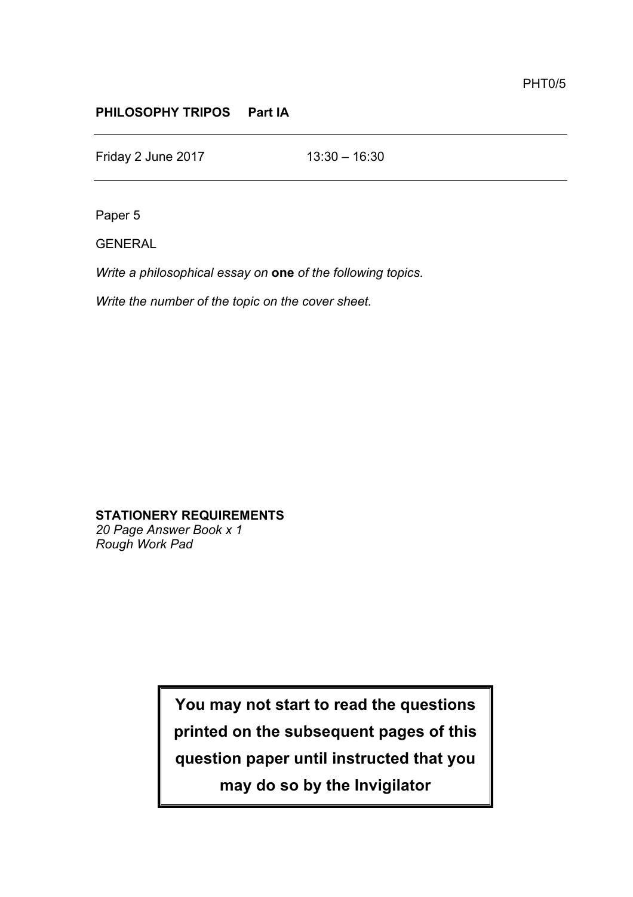PHT0/5

**PHILOSOPHY TRIPOS Part IA**

---

Friday 2 June 2017 13:30 – 16:30

---

Paper 5

GENERAL

*Write a philosophical essay on* **one** *of the following topics.*

*Write the number of the topic on the cover sheet.*

**STATIONERY REQUIREMENTS**
*20 Page Answer Book x 1*
*Rough Work Pad*

**You may not start to read the questions printed on the subsequent pages of this question paper until instructed that you may do so by the Invigilator**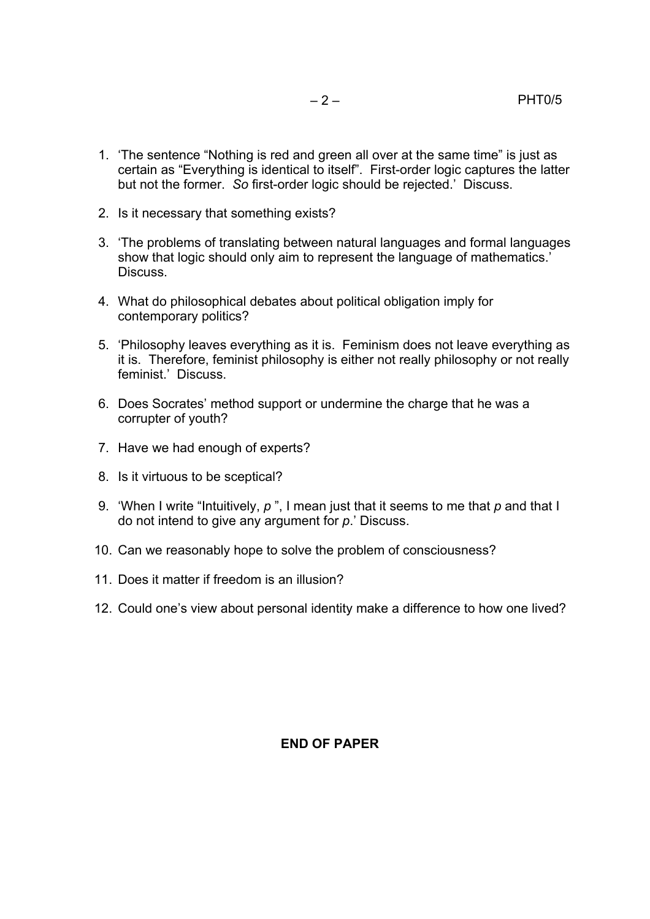1. 'The sentence "Nothing is red and green all over at the same time" is just as certain as "Everything is identical to itself". First-order logic captures the latter but not the former. *So* first-order logic should be rejected.' Discuss.

2. Is it necessary that something exists?

3. 'The problems of translating between natural languages and formal languages show that logic should only aim to represent the language of mathematics.' Discuss.

4. What do philosophical debates about political obligation imply for contemporary politics?

5. 'Philosophy leaves everything as it is. Feminism does not leave everything as it is. Therefore, feminist philosophy is either not really philosophy or not really feminist.' Discuss.

6. Does Socrates' method support or undermine the charge that he was a corrupter of youth?

7. Have we had enough of experts?

8. Is it virtuous to be sceptical?

9. 'When I write "Intuitively, *p* ", I mean just that it seems to me that *p* and that I do not intend to give any argument for *p*.' Discuss.

10. Can we reasonably hope to solve the problem of consciousness?

11. Does it matter if freedom is an illusion?

12. Could one's view about personal identity make a difference to how one lived?

**END OF PAPER**